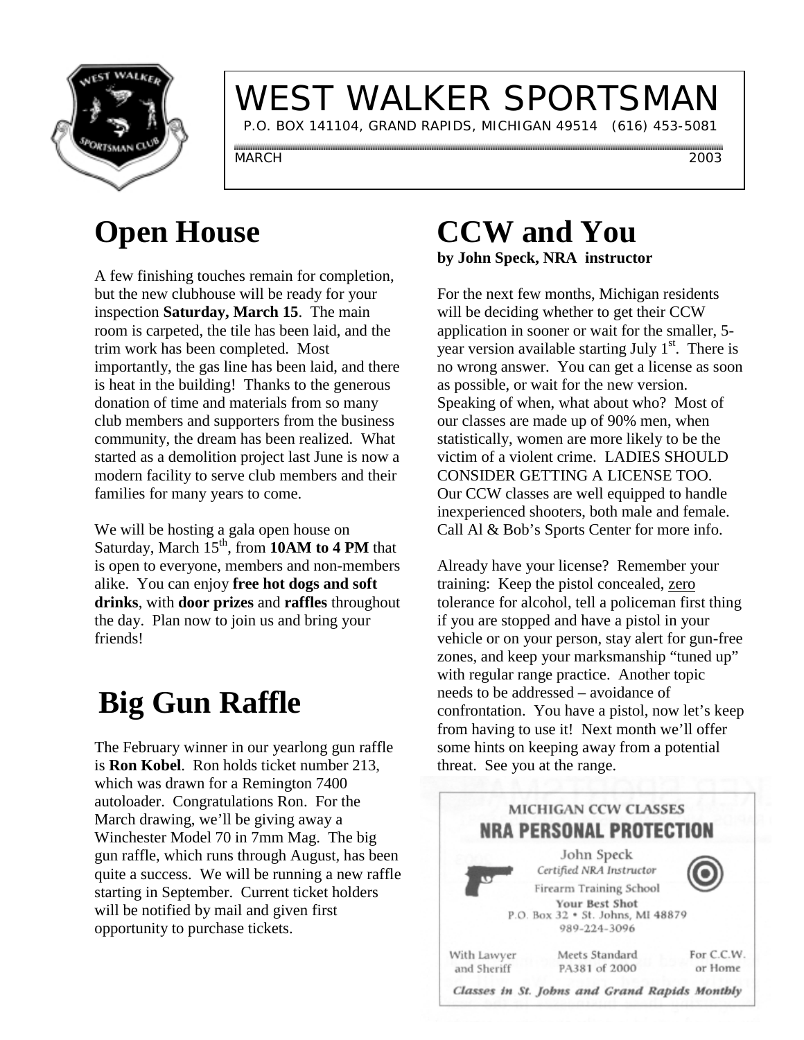# WEST WALKER SPORTSMAN

P.O. BOX 141104, GRAND RAPIDS, MICHIGAN 49514 (616) 453-5081

MARCH 2003

## Open House

A few finishing touches remain for completion, but the new clubhouse will be ready for your inspection **Saturday, March 15**. The main room is carpeted, the tile has been laid, and the trim work has been completed. Most importantly, the gas line has been laid, and there is heat in the building! Thanks to the generous donation of time and materials from so many club members and supporters from the business community, the dream has been realized. What started as a demolition project last June is now a modern facility to serve club members and their families for many years to come.

We will be hosting a gala open house on Saturday, March 15th, from **10AM to 4 PM** that is open to everyone, members and non-members alike. You can enjoy **free hot dogs and soft drinks**, with **door prizes** and **raffles** throughout the day. Plan now to join us and bring your friends!

## Big Gun Raffle

The February winner in our yearlong gun raffle is **Ron Kobel**. Ron holds ticket number 213, which was drawn for a Remington 7400 autoloader. Congratulations Ron. For the March drawing, we'll be giving away a Winchester Model 70 in 7mm Mag. The big gun raffle, which runs through August, has been quite a success. We will be running a new raffle starting in September. Current ticket holders will be notified by mail and given first opportunity to purchase tickets.

## CCW and You

**by John Speck, NRA instructor**

For the next few months, Michigan residents will be deciding whether to get their CCW application in sooner or wait for the smaller, 5-year version available starting July 1st. There is no wrong answer. You can get a license as soon as possible, or wait for the new version. Speaking of when, what about who? Most of our classes are made up of 90% men, when statistically, women are more likely to be the victim of a violent crime. LADIES SHOULD CONSIDER GETTING A LICENSE TOO. Our CCW classes are well equipped to handle inexperienced shooters, both male and female. Call Al & Bob's Sports Center for more info.

Already have your license? Remember your training: Keep the pistol concealed, zero tolerance for alcohol, tell a policeman first thing if you are stopped and have a pistol in your vehicle or on your person, stay alert for gun-free zones, and keep your marksmanship "tuned up" with regular range practice. Another topic needs to be addressed – avoidance of confrontation. You have a pistol, now let's keep from having to use it! Next month we'll offer some hints on keeping away from a potential threat. See you at the range.

MICHIGAN CCW CLASSES

**NRA PERSONAL PROTECTION**

John Speck
*Certified NRA Instructor*
Firearm Training School
**Your Best Shot**
P.O. Box 32 • St. Johns, MI 48879
989-224-3096

With Lawyer and Sheriff — Meets Standard PA381 of 2000 — For C.C.W. or Home

*Classes in St. Johns and Grand Rapids Monthly*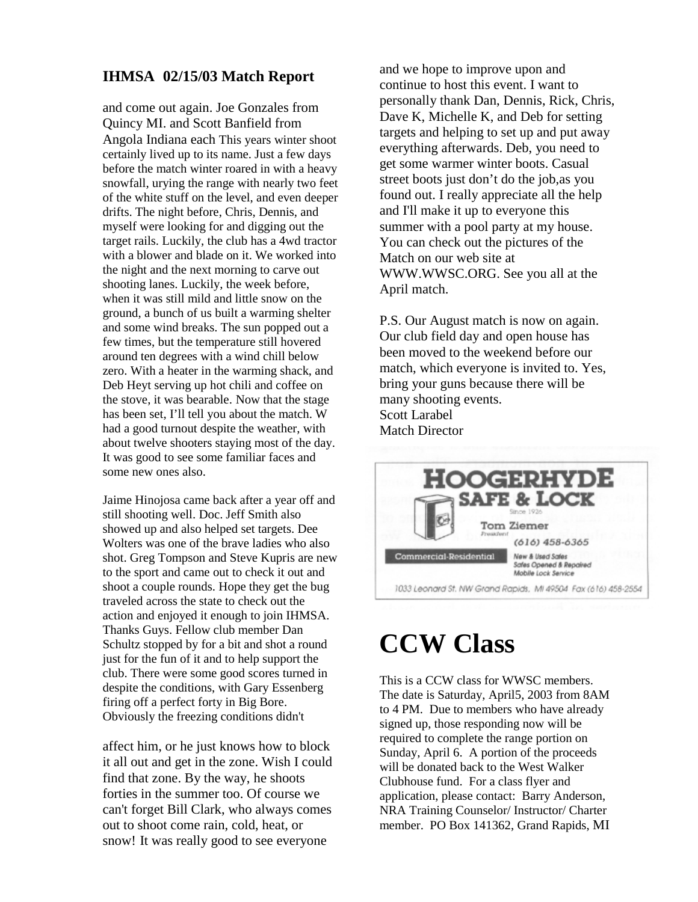### IHMSA 02/15/03 Match Report

and come out again. Joe Gonzales from Quincy MI. and Scott Banfield from Angola Indiana each This years winter shoot certainly lived up to its name. Just a few days before the match winter roared in with a heavy snowfall, urying the range with nearly two feet of the white stuff on the level, and even deeper drifts. The night before, Chris, Dennis, and myself were looking for and digging out the target rails. Luckily, the club has a 4wd tractor with a blower and blade on it. We worked into the night and the next morning to carve out shooting lanes. Luckily, the week before, when it was still mild and little snow on the ground, a bunch of us built a warming shelter and some wind breaks. The sun popped out a few times, but the temperature still hovered around ten degrees with a wind chill below zero. With a heater in the warming shack, and Deb Heyt serving up hot chili and coffee on the stove, it was bearable. Now that the stage has been set, I'll tell you about the match. W had a good turnout despite the weather, with about twelve shooters staying most of the day. It was good to see some familiar faces and some new ones also.

Jaime Hinojosa came back after a year off and still shooting well. Doc. Jeff Smith also showed up and also helped set targets. Dee Wolters was one of the brave ladies who also shot. Greg Tompson and Steve Kupris are new to the sport and came out to check it out and shoot a couple rounds. Hope they get the bug traveled across the state to check out the action and enjoyed it enough to join IHMSA. Thanks Guys. Fellow club member Dan Schultz stopped by for a bit and shot a round just for the fun of it and to help support the club. There were some good scores turned in despite the conditions, with Gary Essenberg firing off a perfect forty in Big Bore. Obviously the freezing conditions didn't

affect him, or he just knows how to block it all out and get in the zone. Wish I could find that zone. By the way, he shoots forties in the summer too. Of course we can't forget Bill Clark, who always comes out to shoot come rain, cold, heat, or snow! It was really good to see everyone and we hope to improve upon and continue to host this event. I want to personally thank Dan, Dennis, Rick, Chris, Dave K, Michelle K, and Deb for setting targets and helping to set up and put away everything afterwards. Deb, you need to get some warmer winter boots. Casual street boots just don't do the job,as you found out. I really appreciate all the help and I'll make it up to everyone this summer with a pool party at my house. You can check out the pictures of the Match on our web site at WWW.WWSC.ORG. See you all at the April match.

P.S. Our August match is now on again. Our club field day and open house has been moved to the weekend before our match, which everyone is invited to. Yes, bring your guns because there will be many shooting events.
Scott Larabel
Match Director

**HOOGERHYDE SAFE & LOCK**
Since 1926
Tom Ziemer
President
(616) 458-6365
Commercial-Residential
New & Used Safes
Safes Opened & Repaired
Mobile Lock Service
1033 Leonard St. NW Grand Rapids, MI 49504 Fax (616) 458-2554

# CCW Class

This is a CCW class for WWSC members. The date is Saturday, April5, 2003 from 8AM to 4 PM. Due to members who have already signed up, those responding now will be required to complete the range portion on Sunday, April 6. A portion of the proceeds will be donated back to the West Walker Clubhouse fund. For a class flyer and application, please contact: Barry Anderson, NRA Training Counselor/ Instructor/ Charter member. PO Box 141362, Grand Rapids, MI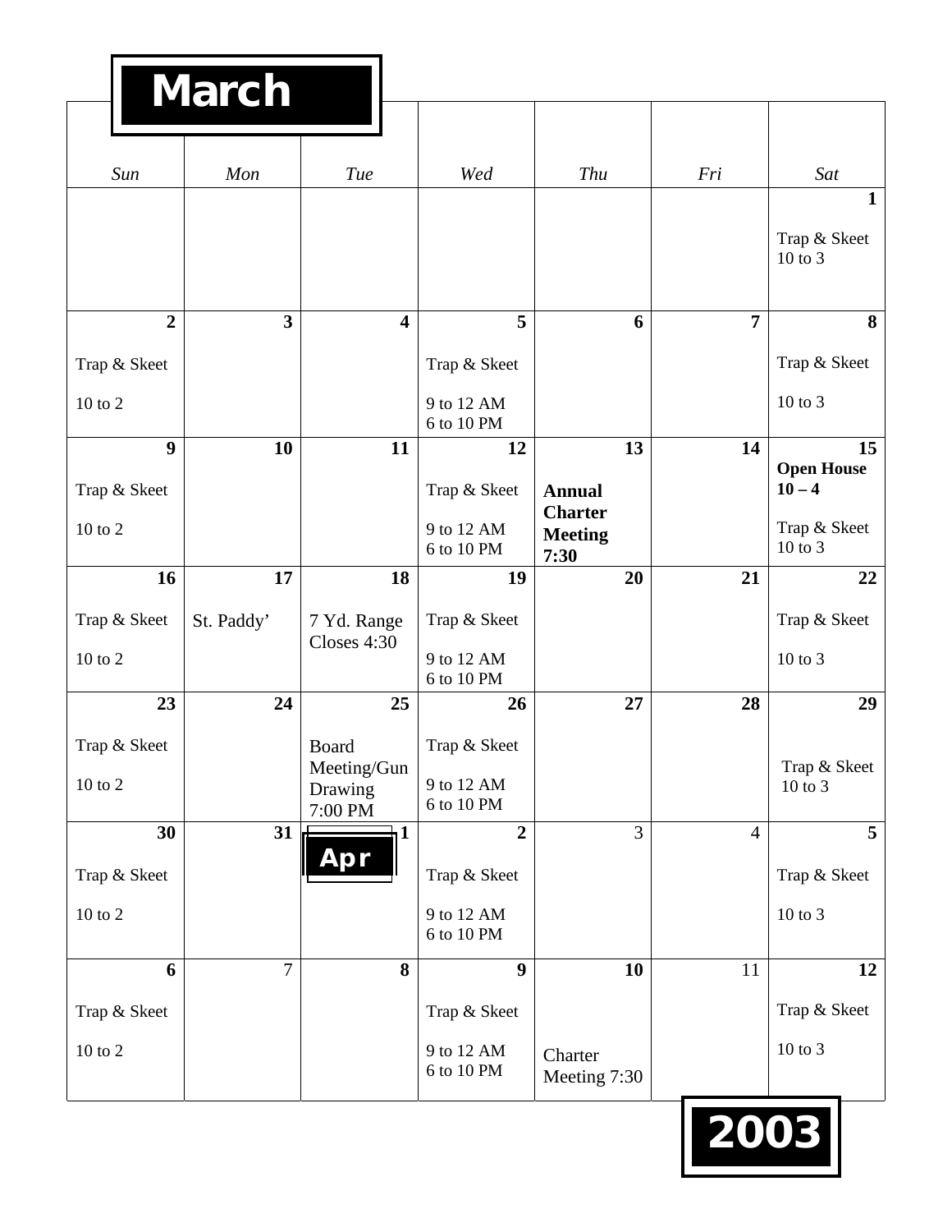# March

| Sun | Mon | Tue | Wed | Thu | Fri | Sat |
|---|---|---|---|---|---|---|
| | | | | | | **1** Trap & Skeet 10 to 3 |
| **2** Trap & Skeet 10 to 2 | **3** | **4** | **5** Trap & Skeet 9 to 12 AM 6 to 10 PM | **6** | **7** | **8** Trap & Skeet 10 to 3 |
| **9** Trap & Skeet 10 to 2 | **10** | **11** | **12** Trap & Skeet 9 to 12 AM 6 to 10 PM | **13** **Annual Charter Meeting 7:30** | **14** | **15** **Open House 10 – 4** Trap & Skeet 10 to 3 |
| **16** Trap & Skeet 10 to 2 | **17** St. Paddy' | **18** 7 Yd. Range Closes 4:30 | **19** Trap & Skeet 9 to 12 AM 6 to 10 PM | **20** | **21** | **22** Trap & Skeet 10 to 3 |
| **23** Trap & Skeet 10 to 2 | **24** | **25** Board Meeting/Gun Drawing 7:00 PM | **26** Trap & Skeet 9 to 12 AM 6 to 10 PM | **27** | **28** | **29** Trap & Skeet 10 to 3 |
| **30** Trap & Skeet 10 to 2 | **31** | **Apr 1** | **2** Trap & Skeet 9 to 12 AM 6 to 10 PM | 3 | 4 | **5** Trap & Skeet 10 to 3 |
| **6** Trap & Skeet 10 to 2 | 7 | **8** | **9** Trap & Skeet 9 to 12 AM 6 to 10 PM | **10** Charter Meeting 7:30 | 11 | **12** Trap & Skeet 10 to 3 |

**2003**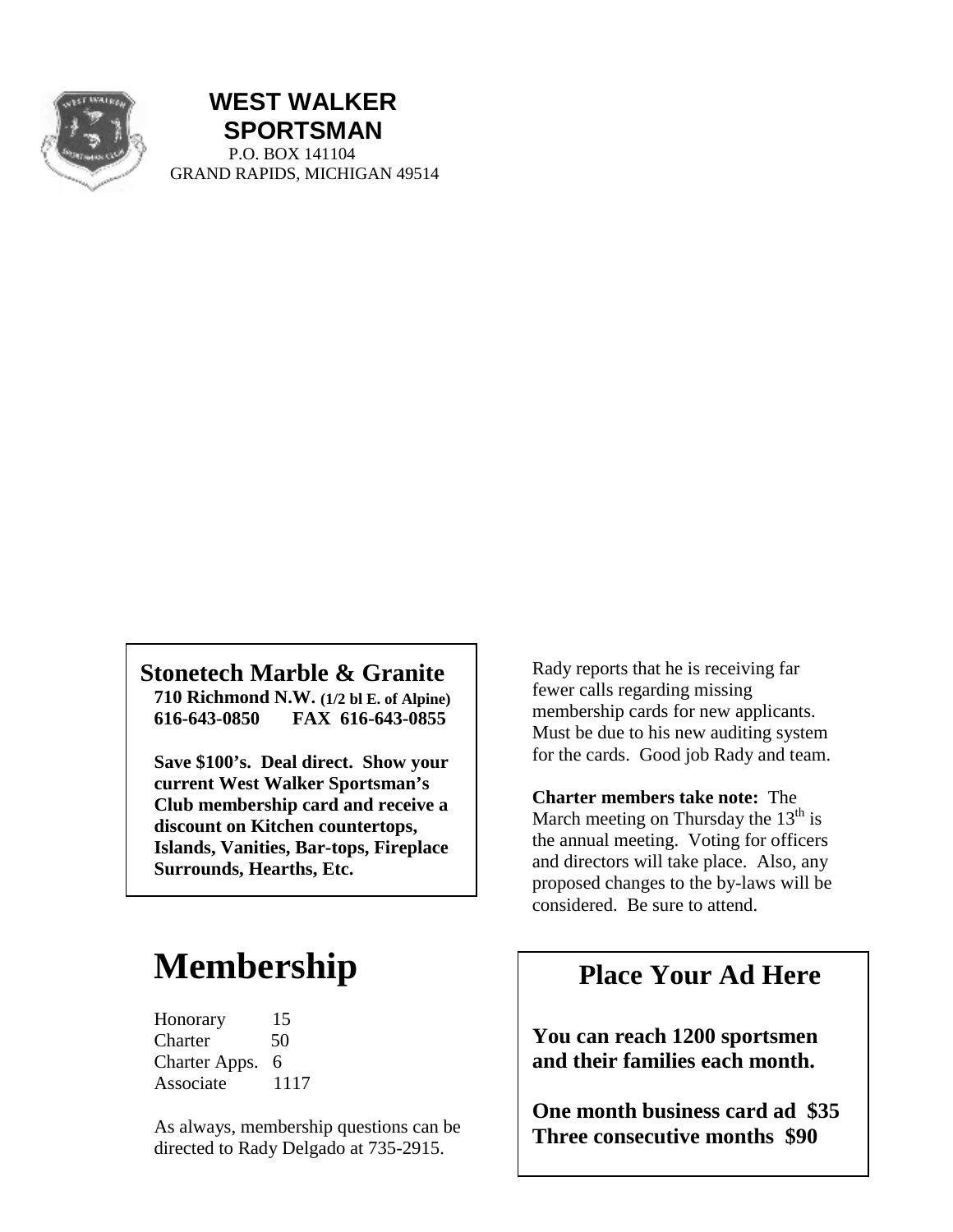**WEST WALKER SPORTSMAN**
P.O. BOX 141104
GRAND RAPIDS, MICHIGAN 49514

**Stonetech Marble & Granite**
**710 Richmond N.W. (1/2 bl E. of Alpine)**
**616-643-0850 FAX 616-643-0855**

**Save $100's. Deal direct. Show your current West Walker Sportsman's Club membership card and receive a discount on Kitchen countertops, Islands, Vanities, Bar-tops, Fireplace Surrounds, Hearths, Etc.**

Rady reports that he is receiving far fewer calls regarding missing membership cards for new applicants. Must be due to his new auditing system for the cards. Good job Rady and team.

**Charter members take note:** The March meeting on Thursday the 13th is the annual meeting. Voting for officers and directors will take place. Also, any proposed changes to the by-laws will be considered. Be sure to attend.

# Membership

| | |
|---|---|
| Honorary | 15 |
| Charter | 50 |
| Charter Apps. | 6 |
| Associate | 1117 |

As always, membership questions can be directed to Rady Delgado at 735-2915.

## Place Your Ad Here

**You can reach 1200 sportsmen and their families each month.**

**One month business card ad $35**
**Three consecutive months $90**